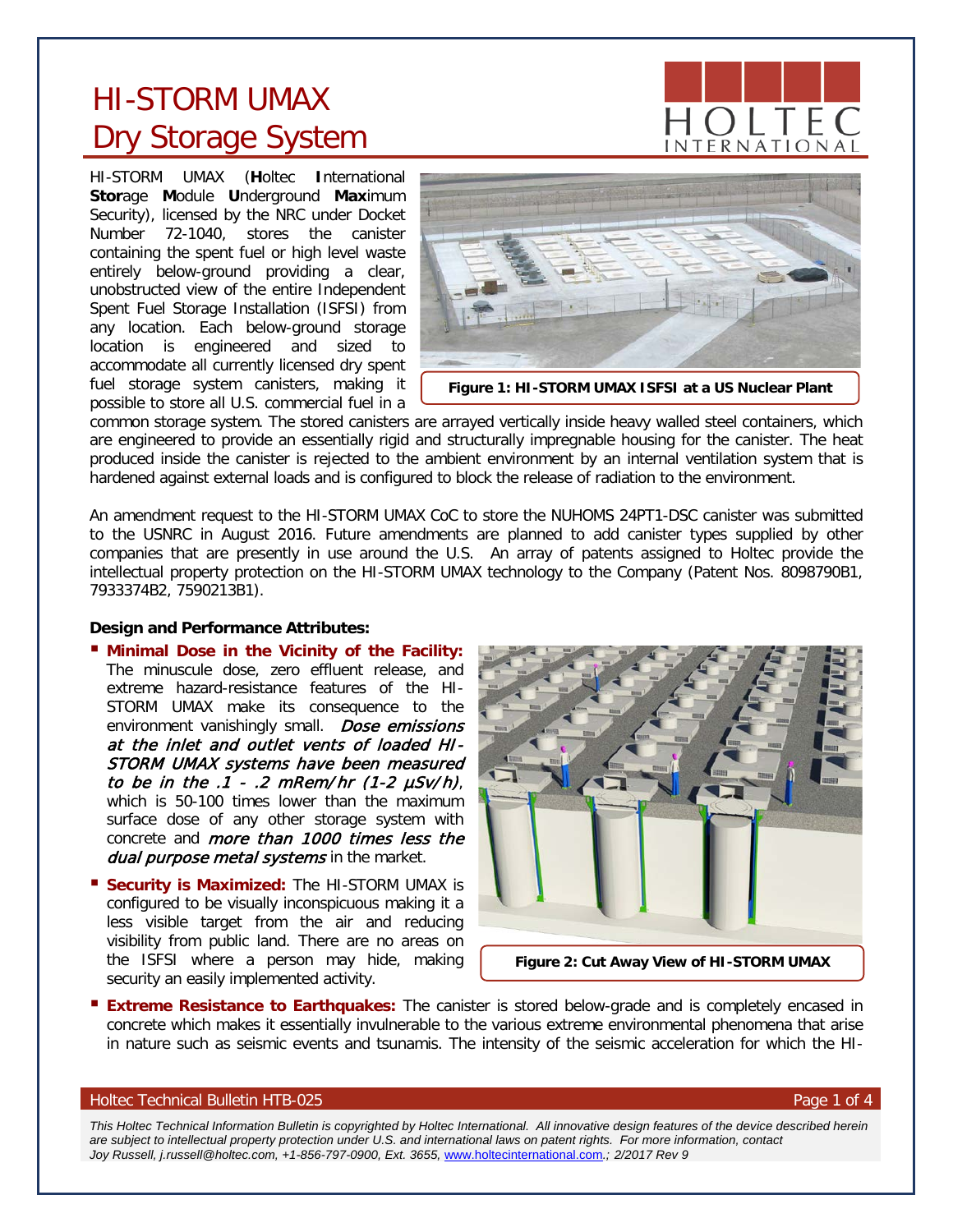# HI-STORM UMAX Dry Storage System

HI-STORM UMAX (**H**oltec **I**nternational **Stor**age **M**odule **U**nderground **Max**imum Security), licensed by the NRC under Docket Number 72-1040, stores the canister containing the spent fuel or high level waste entirely below-ground providing a clear, unobstructed view of the entire Independent Spent Fuel Storage Installation (ISFSI) from any location. Each below-ground storage location is engineered and sized to accommodate all currently licensed dry spent fuel storage system canisters, making it possible to store all U.S. commercial fuel in a common storage system. The stored canisters are arrayed vertically inside heavy walled steel containers, which are engineered to provide an essentially rigid and structurally impregnable housing for the canister. The heat produced inside the canister is rejected to the ambient environment by an internal ventilation system that is hardened against external loads and is configured to block the release of radiation to the environment.

**Figure 1: HI-STORM UMAX ISFSI at a US Nuclear Plant**

An amendment request to the HI-STORM UMAX CoC to store the NUHOMS 24PT1-DSC canister was submitted to the USNRC in August 2016. Future amendments are planned to add canister types supplied by other companies that are presently in use around the U.S. An array of patents assigned to Holtec provide the intellectual property protection on the HI-STORM UMAX technology to the Company (Patent Nos. 8098790B1, 7933374B2, 7590213B1).

**Design and Performance Attributes:**

- **Minimal Dose in the Vicinity of the Facility:** The minuscule dose, zero effluent release, and extreme hazard-resistance features of the HI-STORM UMAX make its consequence to the environment vanishingly small. *Dose emissions at the inlet and outlet vents of loaded HI-STORM UMAX systems have been measured to be in the .1 - .2 mRem/hr (1-2 µSv/h)*, which is 50-100 times lower than the maximum surface dose of any other storage system with concrete and *more than 1000 times less the dual purpose metal systems* in the market.
- **Security is Maximized:** The HI-STORM UMAX is configured to be visually inconspicuous making it a less visible target from the air and reducing visibility from public land. There are no areas on the ISFSI where a person may hide, making security an easily implemented activity.

**Figure 2: Cut Away View of HI-STORM UMAX**

- **Extreme Resistance to Earthquakes:** The canister is stored below-grade and is completely encased in concrete which makes it essentially invulnerable to the various extreme environmental phenomena that arise in nature such as seismic events and tsunamis. The intensity of the seismic acceleration for which the HI-

*This Holtec Technical Information Bulletin is copyrighted by Holtec International. All innovative design features of the device described herein are subject to intellectual property protection under U.S. and international laws on patent rights. For more information, contact Joy Russell, j.russell@holtec.com, +1-856-797-0900, Ext. 3655, www.holtecinternational.com.; 2/2017 Rev 9*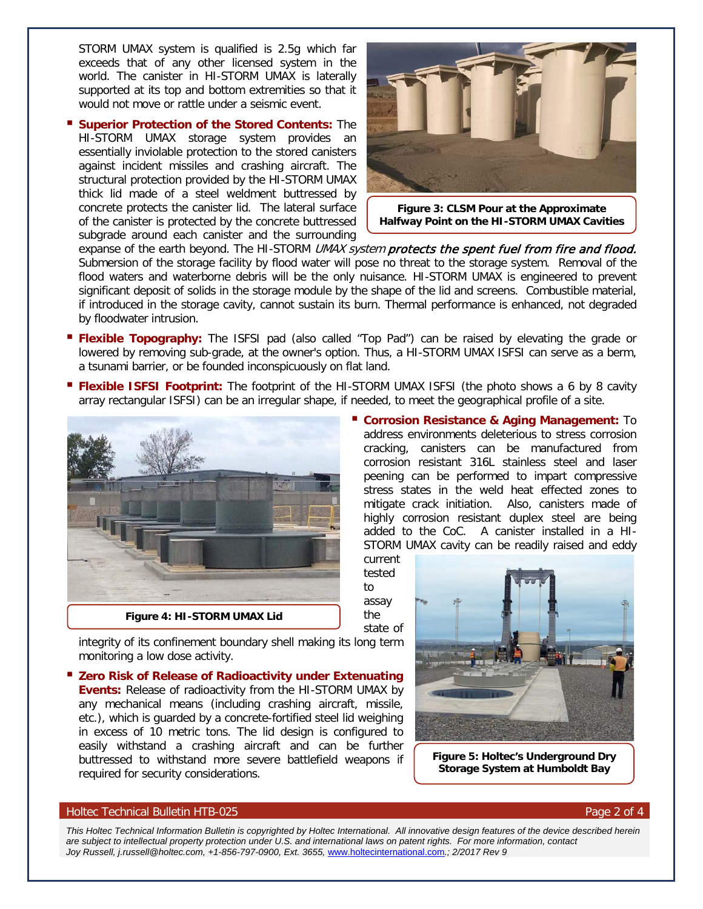STORM UMAX system is qualified is 2.5g which far exceeds that of any other licensed system in the world. The canister in HI-STORM UMAX is laterally supported at its top and bottom extremities so that it would not move or rattle under a seismic event.

- **Superior Protection of the Stored Contents:** The HI-STORM UMAX storage system provides an essentially inviolable protection to the stored canisters against incident missiles and crashing aircraft. The structural protection provided by the HI-STORM UMAX thick lid made of a steel weldment buttressed by concrete protects the canister lid. The lateral surface of the canister is protected by the concrete buttressed subgrade around each canister and the surrounding expanse of the earth beyond. The HI-STORM *UMAX system protects the spent fuel from fire and flood.* Submersion of the storage facility by flood water will pose no threat to the storage system. Removal of the flood waters and waterborne debris will be the only nuisance. HI-STORM UMAX is engineered to prevent significant deposit of solids in the storage module by the shape of the lid and screens. Combustible material, if introduced in the storage cavity, cannot sustain its burn. Thermal performance is enhanced, not degraded by floodwater intrusion.

**Figure 3: CLSM Pour at the Approximate Halfway Point on the HI-STORM UMAX Cavities**

- **Flexible Topography:** The ISFSI pad (also called "Top Pad") can be raised by elevating the grade or lowered by removing sub-grade, at the owner's option. Thus, a HI-STORM UMAX ISFSI can serve as a berm, a tsunami barrier, or be founded inconspicuously on flat land.

- **Flexible ISFSI Footprint:** The footprint of the HI-STORM UMAX ISFSI (the photo shows a 6 by 8 cavity array rectangular ISFSI) can be an irregular shape, if needed, to meet the geographical profile of a site.

**Figure 4: HI-STORM UMAX Lid**

- **Corrosion Resistance & Aging Management:** To address environments deleterious to stress corrosion cracking, canisters can be manufactured from corrosion resistant 316L stainless steel and laser peening can be performed to impart compressive stress states in the weld heat effected zones to mitigate crack initiation. Also, canisters made of highly corrosion resistant duplex steel are being added to the CoC. A canister installed in a HI-STORM UMAX cavity can be readily raised and eddy current tested to assay the state of integrity of its confinement boundary shell making its long term monitoring a low dose activity.

- **Zero Risk of Release of Radioactivity under Extenuating Events:** Release of radioactivity from the HI-STORM UMAX by any mechanical means (including crashing aircraft, missile, etc.), which is guarded by a concrete-fortified steel lid weighing in excess of 10 metric tons. The lid design is configured to easily withstand a crashing aircraft and can be further buttressed to withstand more severe battlefield weapons if required for security considerations.

**Figure 5: Holtec's Underground Dry Storage System at Humboldt Bay**

*This Holtec Technical Information Bulletin is copyrighted by Holtec International. All innovative design features of the device described herein are subject to intellectual property protection under U.S. and international laws on patent rights. For more information, contact Joy Russell, j.russell@holtec.com, +1-856-797-0900, Ext. 3655, www.holtecinternational.com.; 2/2017 Rev 9*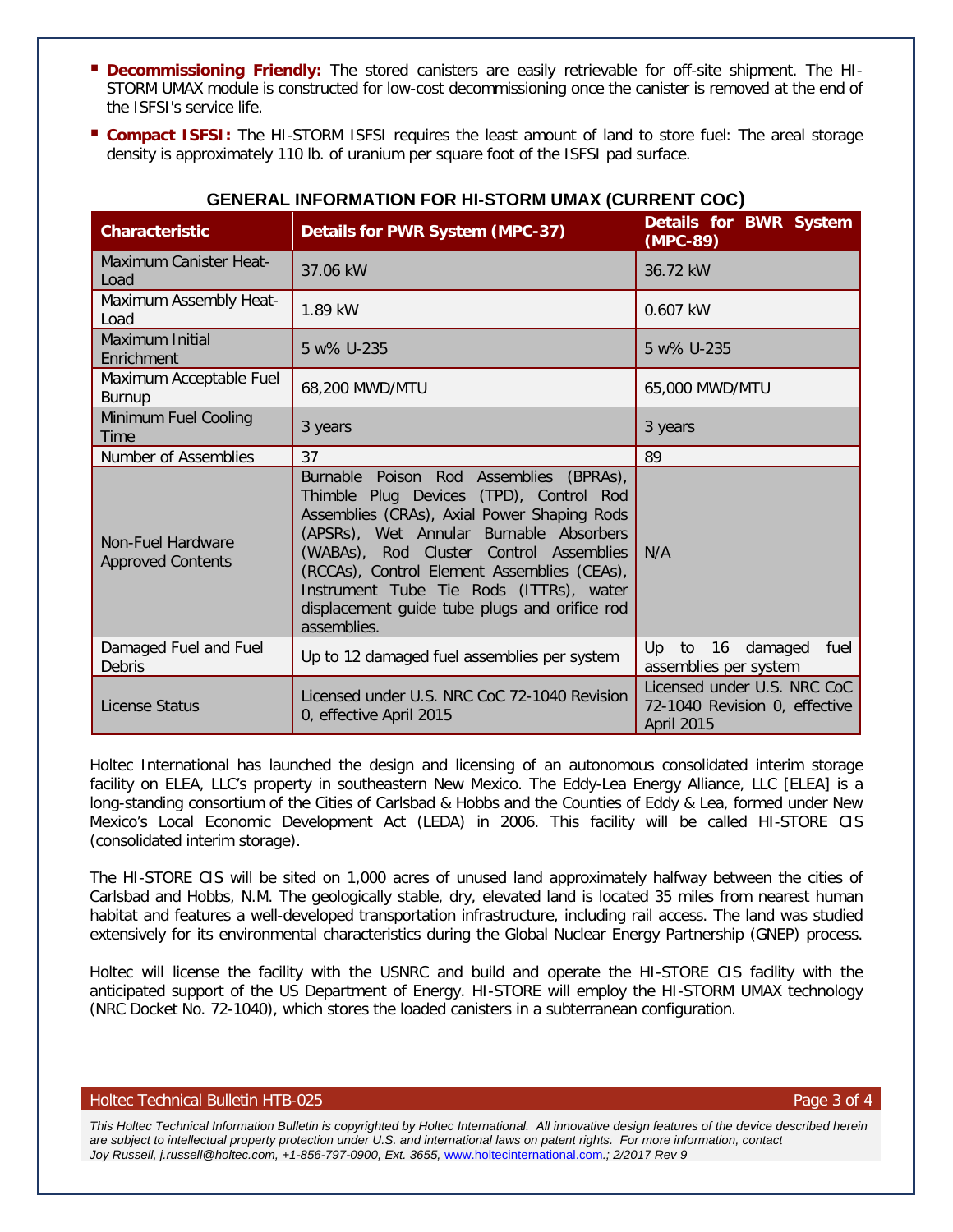- **Decommissioning Friendly:** The stored canisters are easily retrievable for off-site shipment. The HI-STORM UMAX module is constructed for low-cost decommissioning once the canister is removed at the end of the ISFSI's service life.
- **Compact ISFSI:** The HI-STORM ISFSI requires the least amount of land to store fuel: The areal storage density is approximately 110 lb. of uranium per square foot of the ISFSI pad surface.

### GENERAL INFORMATION FOR HI-STORM UMAX (CURRENT COC)

| Characteristic | Details for PWR System (MPC-37) | Details for BWR System (MPC-89) |
|---|---|---|
| Maximum Canister Heat-Load | 37.06 kW | 36.72 kW |
| Maximum Assembly Heat-Load | 1.89 kW | 0.607 kW |
| Maximum Initial Enrichment | 5 w% U-235 | 5 w% U-235 |
| Maximum Acceptable Fuel Burnup | 68,200 MWD/MTU | 65,000 MWD/MTU |
| Minimum Fuel Cooling Time | 3 years | 3 years |
| Number of Assemblies | 37 | 89 |
| Non-Fuel Hardware Approved Contents | Burnable Poison Rod Assemblies (BPRAs), Thimble Plug Devices (TPD), Control Rod Assemblies (CRAs), Axial Power Shaping Rods (APSRs), Wet Annular Burnable Absorbers (WABAs), Rod Cluster Control Assemblies (RCCAs), Control Element Assemblies (CEAs), Instrument Tube Tie Rods (ITTRs), water displacement guide tube plugs and orifice rod assemblies. | N/A |
| Damaged Fuel and Fuel Debris | Up to 12 damaged fuel assemblies per system | Up to 16 damaged fuel assemblies per system |
| License Status | Licensed under U.S. NRC CoC 72-1040 Revision 0, effective April 2015 | Licensed under U.S. NRC CoC 72-1040 Revision 0, effective April 2015 |

Holtec International has launched the design and licensing of an autonomous consolidated interim storage facility on ELEA, LLC's property in southeastern New Mexico. The Eddy-Lea Energy Alliance, LLC [ELEA] is a long-standing consortium of the Cities of Carlsbad & Hobbs and the Counties of Eddy & Lea, formed under New Mexico's Local Economic Development Act (LEDA) in 2006. This facility will be called HI-STORE CIS (consolidated interim storage).

The HI-STORE CIS will be sited on 1,000 acres of unused land approximately halfway between the cities of Carlsbad and Hobbs, N.M. The geologically stable, dry, elevated land is located 35 miles from nearest human habitat and features a well-developed transportation infrastructure, including rail access. The land was studied extensively for its environmental characteristics during the Global Nuclear Energy Partnership (GNEP) process.

Holtec will license the facility with the USNRC and build and operate the HI-STORE CIS facility with the anticipated support of the US Department of Energy. HI-STORE will employ the HI-STORM UMAX technology (NRC Docket No. 72-1040), which stores the loaded canisters in a subterranean configuration.

*This Holtec Technical Information Bulletin is copyrighted by Holtec International. All innovative design features of the device described herein are subject to intellectual property protection under U.S. and international laws on patent rights. For more information, contact Joy Russell, j.russell@holtec.com, +1-856-797-0900, Ext. 3655, www.holtecinternational.com.; 2/2017 Rev 9*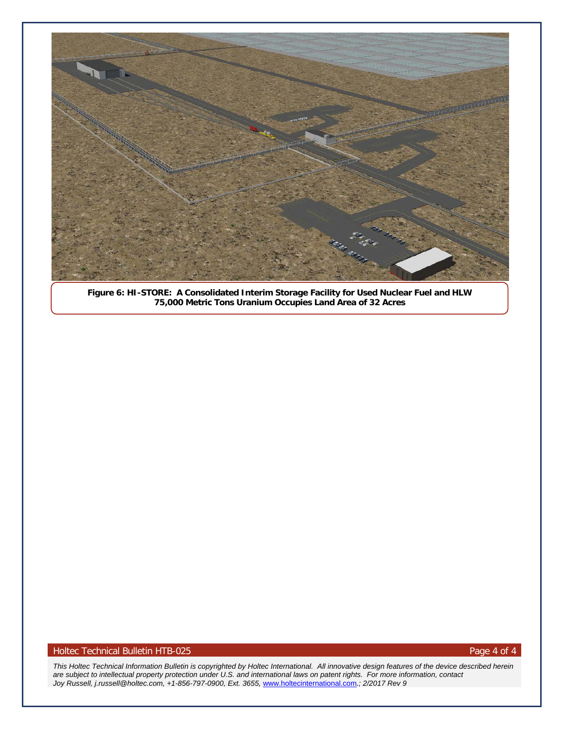**Figure 6: HI-STORE: A Consolidated Interim Storage Facility for Used Nuclear Fuel and HLW**
**75,000 Metric Tons Uranium Occupies Land Area of 32 Acres**

*This Holtec Technical Information Bulletin is copyrighted by Holtec International. All innovative design features of the device described herein are subject to intellectual property protection under U.S. and international laws on patent rights. For more information, contact Joy Russell, j.russell@holtec.com, +1-856-797-0900, Ext. 3655, www.holtecinternational.com.; 2/2017 Rev 9*